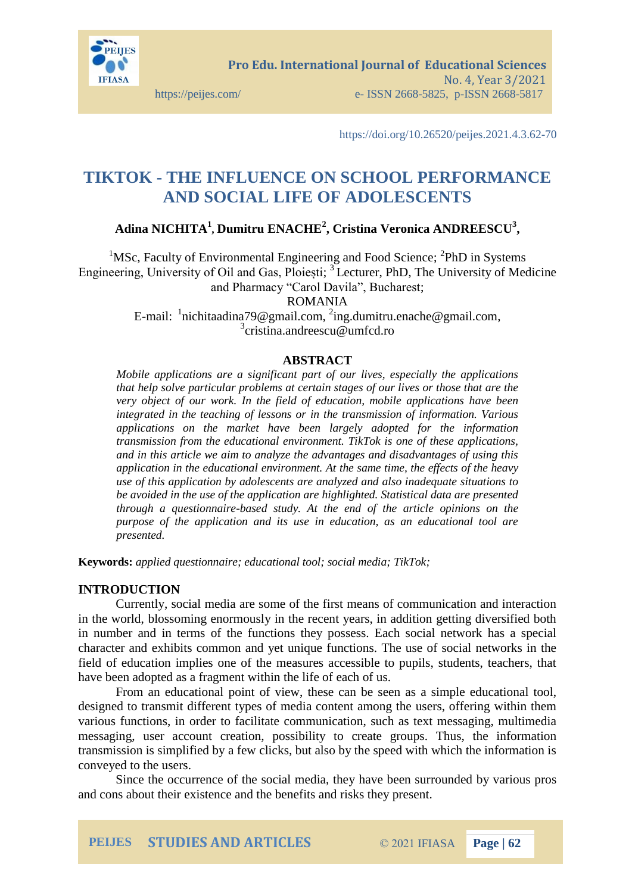https://doi.org/10.26520/peijes.2021.4.3.62-70

# TIKTOK - THE INFLUENCE ON SCHOOL PERFORMANCE AND SOCIAL LIFE OF ADOLESCENTS

**Adina NICHITA[1], Dumitru ENACHE[2], Cristina Veronica ANDREESCU[3],**

[1]MSc, Faculty of Environmental Engineering and Food Science; [2]PhD in Systems Engineering, University of Oil and Gas, Ploiești; [3] Lecturer, PhD, The University of Medicine and Pharmacy "Carol Davila", Bucharest;
ROMANIA
E-mail: [1]nichitaadina79@gmail.com, [2]ing.dumitru.enache@gmail.com, [3]cristina.andreescu@umfcd.ro

## ABSTRACT

*Mobile applications are a significant part of our lives, especially the applications that help solve particular problems at certain stages of our lives or those that are the very object of our work. In the field of education, mobile applications have been integrated in the teaching of lessons or in the transmission of information. Various applications on the market have been largely adopted for the information transmission from the educational environment. TikTok is one of these applications, and in this article we aim to analyze the advantages and disadvantages of using this application in the educational environment. At the same time, the effects of the heavy use of this application by adolescents are analyzed and also inadequate situations to be avoided in the use of the application are highlighted. Statistical data are presented through a questionnaire-based study. At the end of the article opinions on the purpose of the application and its use in education, as an educational tool are presented.*

**Keywords:** *applied questionnaire; educational tool; social media; TikTok;*

## INTRODUCTION

Currently, social media are some of the first means of communication and interaction in the world, blossoming enormously in the recent years, in addition getting diversified both in number and in terms of the functions they possess. Each social network has a special character and exhibits common and yet unique functions. The use of social networks in the field of education implies one of the measures accessible to pupils, students, teachers, that have been adopted as a fragment within the life of each of us.

From an educational point of view, these can be seen as a simple educational tool, designed to transmit different types of media content among the users, offering within them various functions, in order to facilitate communication, such as text messaging, multimedia messaging, user account creation, possibility to create groups. Thus, the information transmission is simplified by a few clicks, but also by the speed with which the information is conveyed to the users.

Since the occurrence of the social media, they have been surrounded by various pros and cons about their existence and the benefits and risks they present.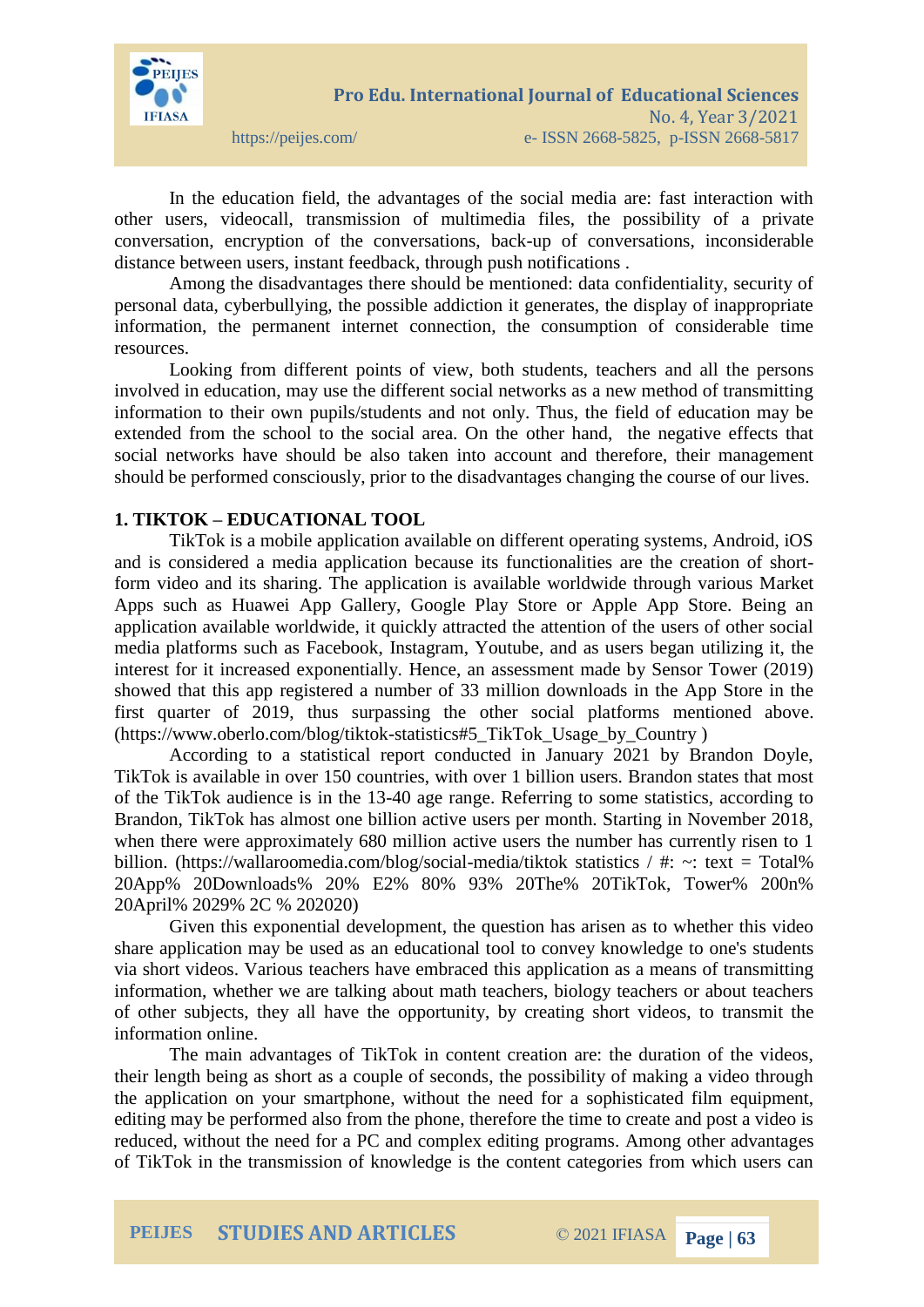In the education field, the advantages of the social media are: fast interaction with other users, videocall, transmission of multimedia files, the possibility of a private conversation, encryption of the conversations, back-up of conversations, inconsiderable distance between users, instant feedback, through push notifications .

Among the disadvantages there should be mentioned: data confidentiality, security of personal data, cyberbullying, the possible addiction it generates, the display of inappropriate information, the permanent internet connection, the consumption of considerable time resources.

Looking from different points of view, both students, teachers and all the persons involved in education, may use the different social networks as a new method of transmitting information to their own pupils/students and not only. Thus, the field of education may be extended from the school to the social area. On the other hand, the negative effects that social networks have should be also taken into account and therefore, their management should be performed consciously, prior to the disadvantages changing the course of our lives.

## 1. TIKTOK – EDUCATIONAL TOOL

TikTok is a mobile application available on different operating systems, Android, iOS and is considered a media application because its functionalities are the creation of short-form video and its sharing. The application is available worldwide through various Market Apps such as Huawei App Gallery, Google Play Store or Apple App Store. Being an application available worldwide, it quickly attracted the attention of the users of other social media platforms such as Facebook, Instagram, Youtube, and as users began utilizing it, the interest for it increased exponentially. Hence, an assessment made by Sensor Tower (2019) showed that this app registered a number of 33 million downloads in the App Store in the first quarter of 2019, thus surpassing the other social platforms mentioned above. (https://www.oberlo.com/blog/tiktok-statistics#5_TikTok_Usage_by_Country )

According to a statistical report conducted in January 2021 by Brandon Doyle, TikTok is available in over 150 countries, with over 1 billion users. Brandon states that most of the TikTok audience is in the 13-40 age range. Referring to some statistics, according to Brandon, TikTok has almost one billion active users per month. Starting in November 2018, when there were approximately 680 million active users the number has currently risen to 1 billion. (https://wallaroomedia.com/blog/social-media/tiktok statistics / #: ~: text = Total% 20App% 20Downloads% 20% E2% 80% 93% 20The% 20TikTok, Tower% 20on% 20April% 2029% 2C % 202020)

Given this exponential development, the question has arisen as to whether this video share application may be used as an educational tool to convey knowledge to one's students via short videos. Various teachers have embraced this application as a means of transmitting information, whether we are talking about math teachers, biology teachers or about teachers of other subjects, they all have the opportunity, by creating short videos, to transmit the information online.

The main advantages of TikTok in content creation are: the duration of the videos, their length being as short as a couple of seconds, the possibility of making a video through the application on your smartphone, without the need for a sophisticated film equipment, editing may be performed also from the phone, therefore the time to create and post a video is reduced, without the need for a PC and complex editing programs. Among other advantages of TikTok in the transmission of knowledge is the content categories from which users can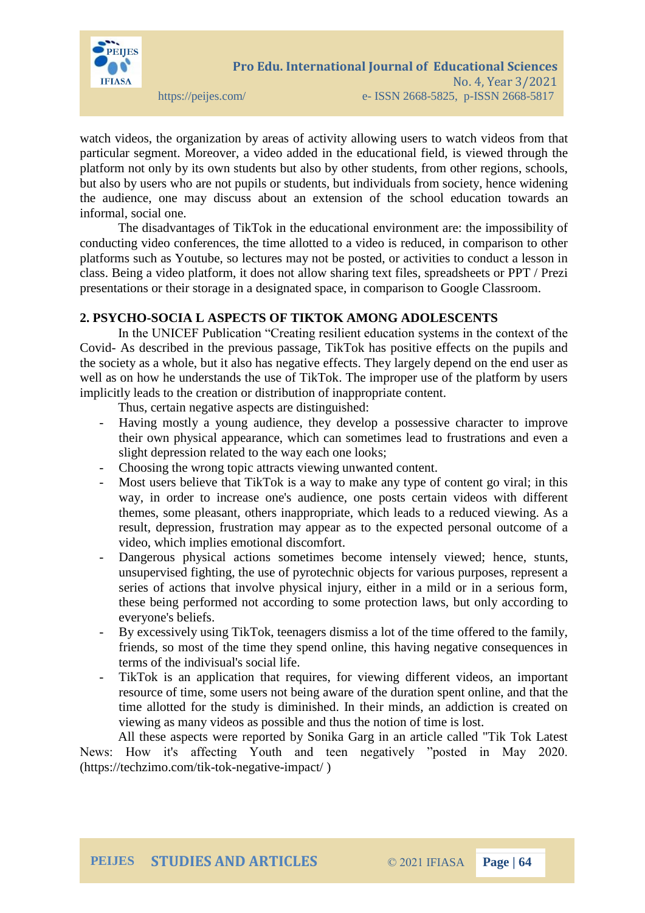watch videos, the organization by areas of activity allowing users to watch videos from that particular segment. Moreover, a video added in the educational field, is viewed through the platform not only by its own students but also by other students, from other regions, schools, but also by users who are not pupils or students, but individuals from society, hence widening the audience, one may discuss about an extension of the school education towards an informal, social one.

The disadvantages of TikTok in the educational environment are: the impossibility of conducting video conferences, the time allotted to a video is reduced, in comparison to other platforms such as Youtube, so lectures may not be posted, or activities to conduct a lesson in class. Being a video platform, it does not allow sharing text files, spreadsheets or PPT / Prezi presentations or their storage in a designated space, in comparison to Google Classroom.

## 2. PSYCHO-SOCIA L ASPECTS OF TIKTOK AMONG ADOLESCENTS

In the UNICEF Publication "Creating resilient education systems in the context of the Covid- As described in the previous passage, TikTok has positive effects on the pupils and the society as a whole, but it also has negative effects. They largely depend on the end user as well as on how he understands the use of TikTok. The improper use of the platform by users implicitly leads to the creation or distribution of inappropriate content.

Thus, certain negative aspects are distinguished:

- Having mostly a young audience, they develop a possessive character to improve their own physical appearance, which can sometimes lead to frustrations and even a slight depression related to the way each one looks;
- Choosing the wrong topic attracts viewing unwanted content.
- Most users believe that TikTok is a way to make any type of content go viral; in this way, in order to increase one's audience, one posts certain videos with different themes, some pleasant, others inappropriate, which leads to a reduced viewing. As a result, depression, frustration may appear as to the expected personal outcome of a video, which implies emotional discomfort.
- Dangerous physical actions sometimes become intensely viewed; hence, stunts, unsupervised fighting, the use of pyrotechnic objects for various purposes, represent a series of actions that involve physical injury, either in a mild or in a serious form, these being performed not according to some protection laws, but only according to everyone's beliefs.
- By excessively using TikTok, teenagers dismiss a lot of the time offered to the family, friends, so most of the time they spend online, this having negative consequences in terms of the indivisual's social life.
- TikTok is an application that requires, for viewing different videos, an important resource of time, some users not being aware of the duration spent online, and that the time allotted for the study is diminished. In their minds, an addiction is created on viewing as many videos as possible and thus the notion of time is lost.

All these aspects were reported by Sonika Garg in an article called "Tik Tok Latest News: How it's affecting Youth and teen negatively "posted in May 2020. (https://techzimo.com/tik-tok-negative-impact/ )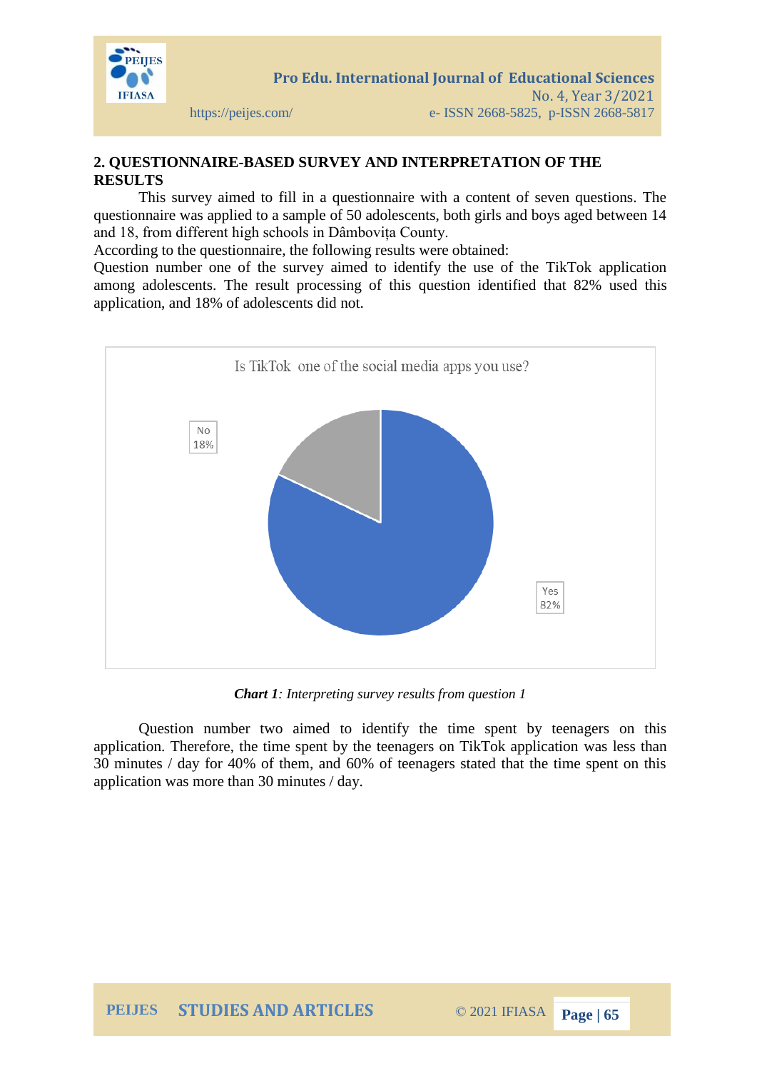## 2. QUESTIONNAIRE-BASED SURVEY AND INTERPRETATION OF THE RESULTS

This survey aimed to fill in a questionnaire with a content of seven questions. The questionnaire was applied to a sample of 50 adolescents, both girls and boys aged between 14 and 18, from different high schools in Dâmbovița County.

According to the questionnaire, the following results were obtained:

Question number one of the survey aimed to identify the use of the TikTok application among adolescents. The result processing of this question identified that 82% used this application, and 18% of adolescents did not.

Is TikTok one of the social media apps you use?

No 18%

Yes 82%

***Chart 1**: Interpreting survey results from question 1*

Question number two aimed to identify the time spent by teenagers on this application. Therefore, the time spent by the teenagers on TikTok application was less than 30 minutes / day for 40% of them, and 60% of teenagers stated that the time spent on this application was more than 30 minutes / day.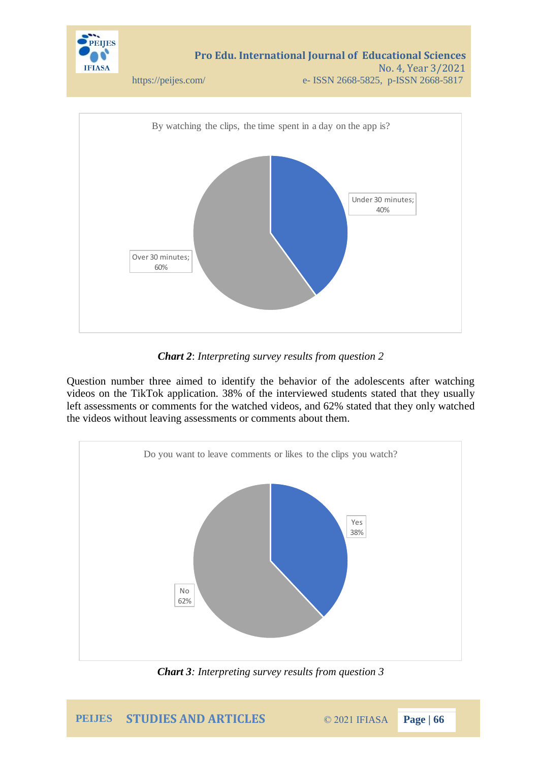By watching the clips, the time spent in a day on the app is?

Under 30 minutes; 40%

Over 30 minutes; 60%

***Chart 2***: *Interpreting survey results from question 2*

Question number three aimed to identify the behavior of the adolescents after watching videos on the TikTok application. 38% of the interviewed students stated that they usually left assessments or comments for the watched videos, and 62% stated that they only watched the videos without leaving assessments or comments about them.

Do you want to leave comments or likes to the clips you watch?

Yes 38%

No 62%

***Chart 3***: *Interpreting survey results from question 3*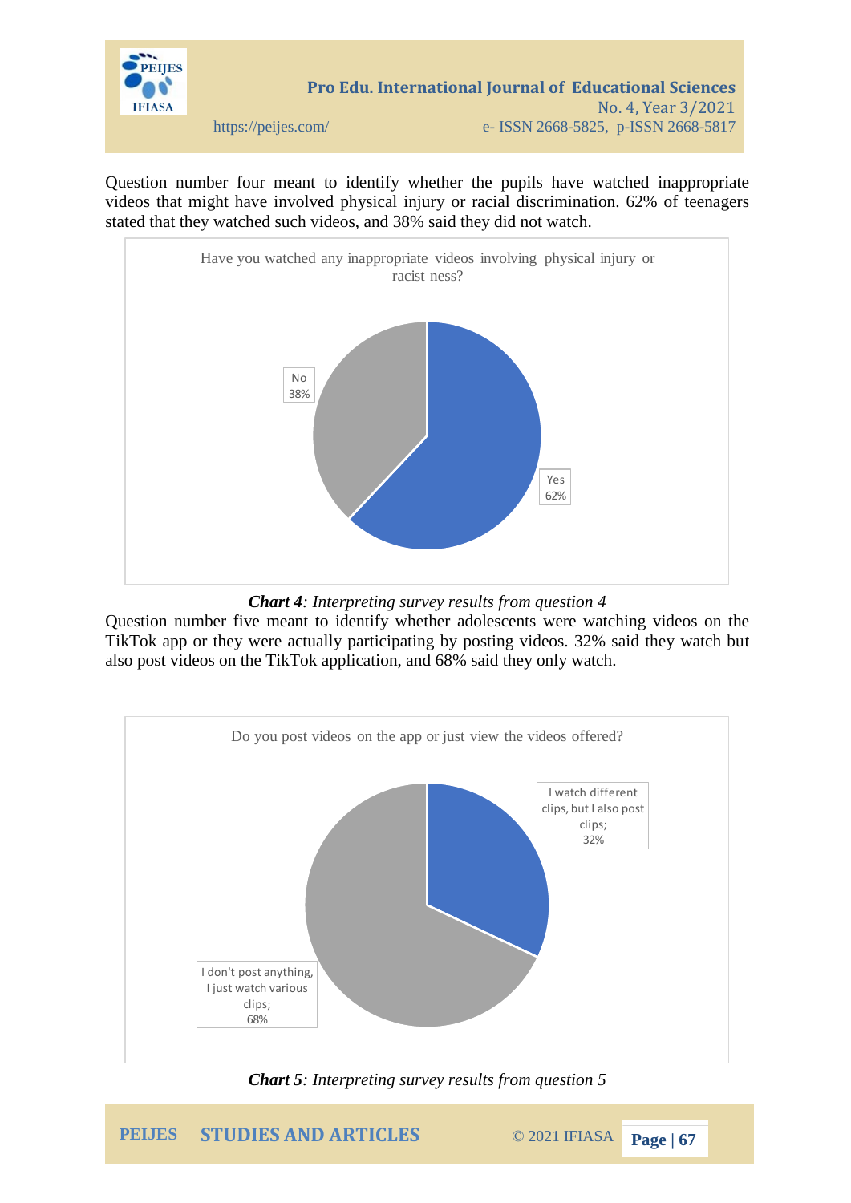Question number four meant to identify whether the pupils have watched inappropriate videos that might have involved physical injury or racial discrimination. 62% of teenagers stated that they watched such videos, and 38% said they did not watch.

Have you watched any inappropriate videos involving physical injury or racist ness?

No 38%

Yes 62%

***Chart 4**: Interpreting survey results from question 4*

Question number five meant to identify whether adolescents were watching videos on the TikTok app or they were actually participating by posting videos. 32% said they watch but also post videos on the TikTok application, and 68% said they only watch.

Do you post videos on the app or just view the videos offered?

I watch different clips, but I also post clips; 32%

I don't post anything, I just watch various clips; 68%

***Chart 5**: Interpreting survey results from question 5*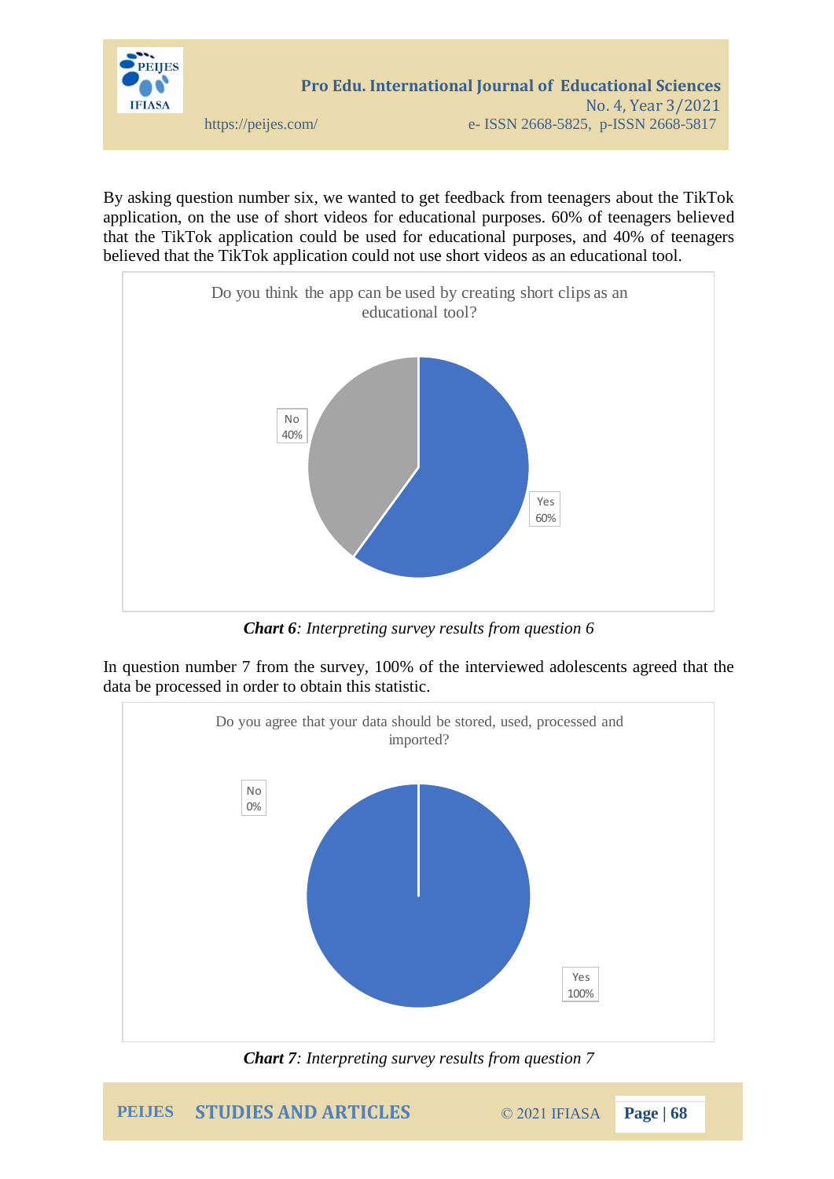By asking question number six, we wanted to get feedback from teenagers about the TikTok application, on the use of short videos for educational purposes. 60% of teenagers believed that the TikTok application could be used for educational purposes, and 40% of teenagers believed that the TikTok application could not use short videos as an educational tool.

Do you think the app can be used by creating short clips as an educational tool?

No 40%

Yes 60%

***Chart 6****: Interpreting survey results from question 6*

In question number 7 from the survey, 100% of the interviewed adolescents agreed that the data be processed in order to obtain this statistic.

Do you agree that your data should be stored, used, processed and imported?

No 0%

Yes 100%

***Chart 7****: Interpreting survey results from question 7*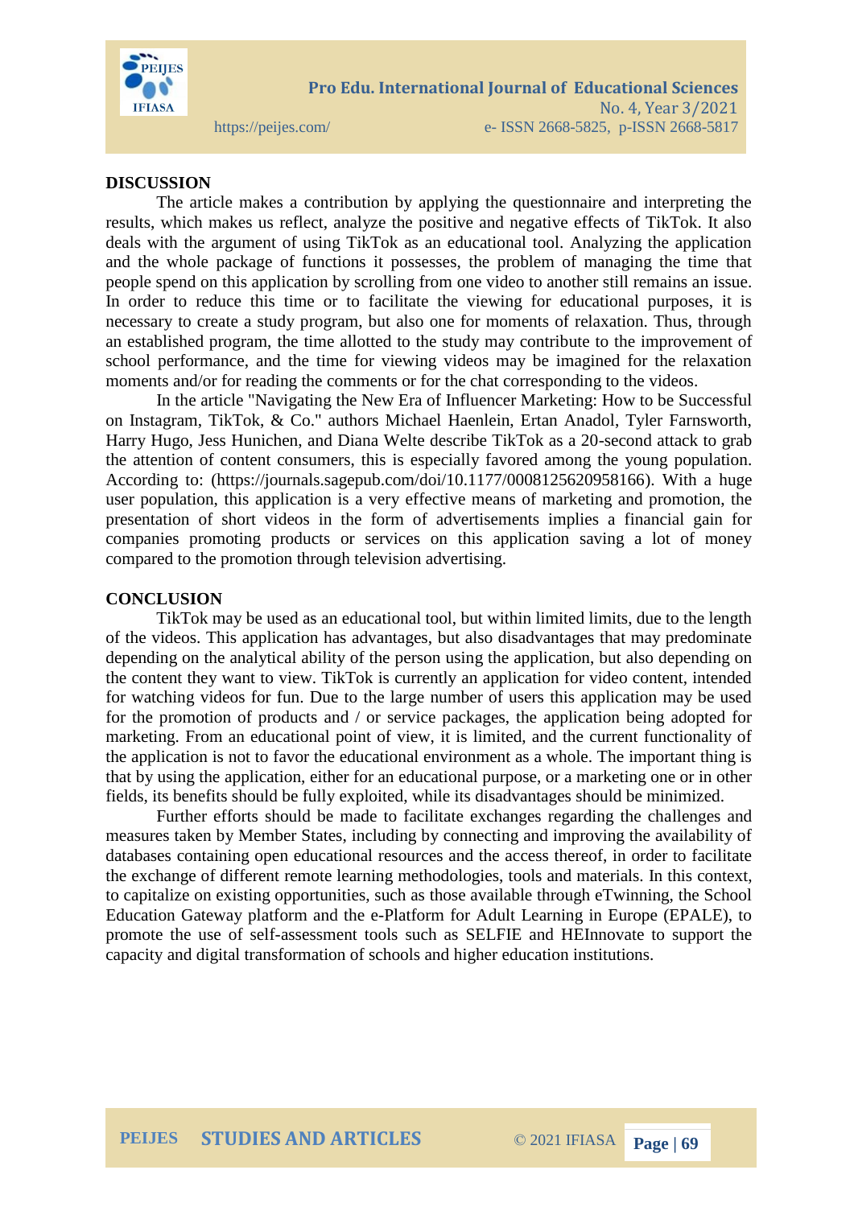## DISCUSSION

The article makes a contribution by applying the questionnaire and interpreting the results, which makes us reflect, analyze the positive and negative effects of TikTok. It also deals with the argument of using TikTok as an educational tool. Analyzing the application and the whole package of functions it possesses, the problem of managing the time that people spend on this application by scrolling from one video to another still remains an issue. In order to reduce this time or to facilitate the viewing for educational purposes, it is necessary to create a study program, but also one for moments of relaxation. Thus, through an established program, the time allotted to the study may contribute to the improvement of school performance, and the time for viewing videos may be imagined for the relaxation moments and/or for reading the comments or for the chat corresponding to the videos.

In the article "Navigating the New Era of Influencer Marketing: How to be Successful on Instagram, TikTok, & Co." authors Michael Haenlein, Ertan Anadol, Tyler Farnsworth, Harry Hugo, Jess Hunichen, and Diana Welte describe TikTok as a 20-second attack to grab the attention of content consumers, this is especially favored among the young population. According to: (https://journals.sagepub.com/doi/10.1177/0008125620958166). With a huge user population, this application is a very effective means of marketing and promotion, the presentation of short videos in the form of advertisements implies a financial gain for companies promoting products or services on this application saving a lot of money compared to the promotion through television advertising.

## CONCLUSION

TikTok may be used as an educational tool, but within limited limits, due to the length of the videos. This application has advantages, but also disadvantages that may predominate depending on the analytical ability of the person using the application, but also depending on the content they want to view. TikTok is currently an application for video content, intended for watching videos for fun. Due to the large number of users this application may be used for the promotion of products and / or service packages, the application being adopted for marketing. From an educational point of view, it is limited, and the current functionality of the application is not to favor the educational environment as a whole. The important thing is that by using the application, either for an educational purpose, or a marketing one or in other fields, its benefits should be fully exploited, while its disadvantages should be minimized.

Further efforts should be made to facilitate exchanges regarding the challenges and measures taken by Member States, including by connecting and improving the availability of databases containing open educational resources and the access thereof, in order to facilitate the exchange of different remote learning methodologies, tools and materials. In this context, to capitalize on existing opportunities, such as those available through eTwinning, the School Education Gateway platform and the e-Platform for Adult Learning in Europe (EPALE), to promote the use of self-assessment tools such as SELFIE and HEInnovate to support the capacity and digital transformation of schools and higher education institutions.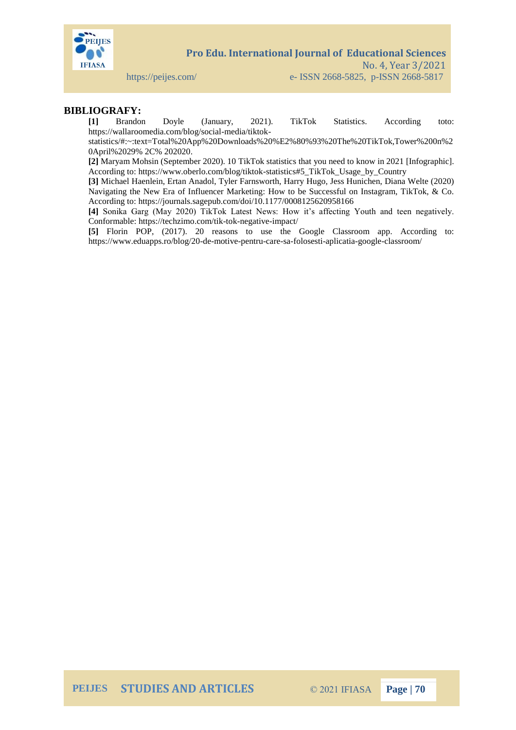## BIBLIOGRAFY:

**[1]** Brandon Doyle (January, 2021). TikTok Statistics. According toto: https://wallaroomedia.com/blog/social-media/tiktok-statistics/#:~:text=Total%20App%20Downloads%20%E2%80%93%20The%20TikTok,Tower%200n%20April%2029% 2C% 202020.

**[2]** Maryam Mohsin (September 2020). 10 TikTok statistics that you need to know in 2021 [Infographic]. According to: https://www.oberlo.com/blog/tiktok-statistics#5_TikTok_Usage_by_Country

**[3]** Michael Haenlein, Ertan Anadol, Tyler Farnsworth, Harry Hugo, Jess Hunichen, Diana Welte (2020) Navigating the New Era of Influencer Marketing: How to be Successful on Instagram, TikTok, & Co. According to: https://journals.sagepub.com/doi/10.1177/0008125620958166

**[4]** Sonika Garg (May 2020) TikTok Latest News: How it's affecting Youth and teen negatively. Conformable: https://techzimo.com/tik-tok-negative-impact/

**[5]** Florin POP, (2017). 20 reasons to use the Google Classroom app. According to: https://www.eduapps.ro/blog/20-de-motive-pentru-care-sa-folosesti-aplicatia-google-classroom/